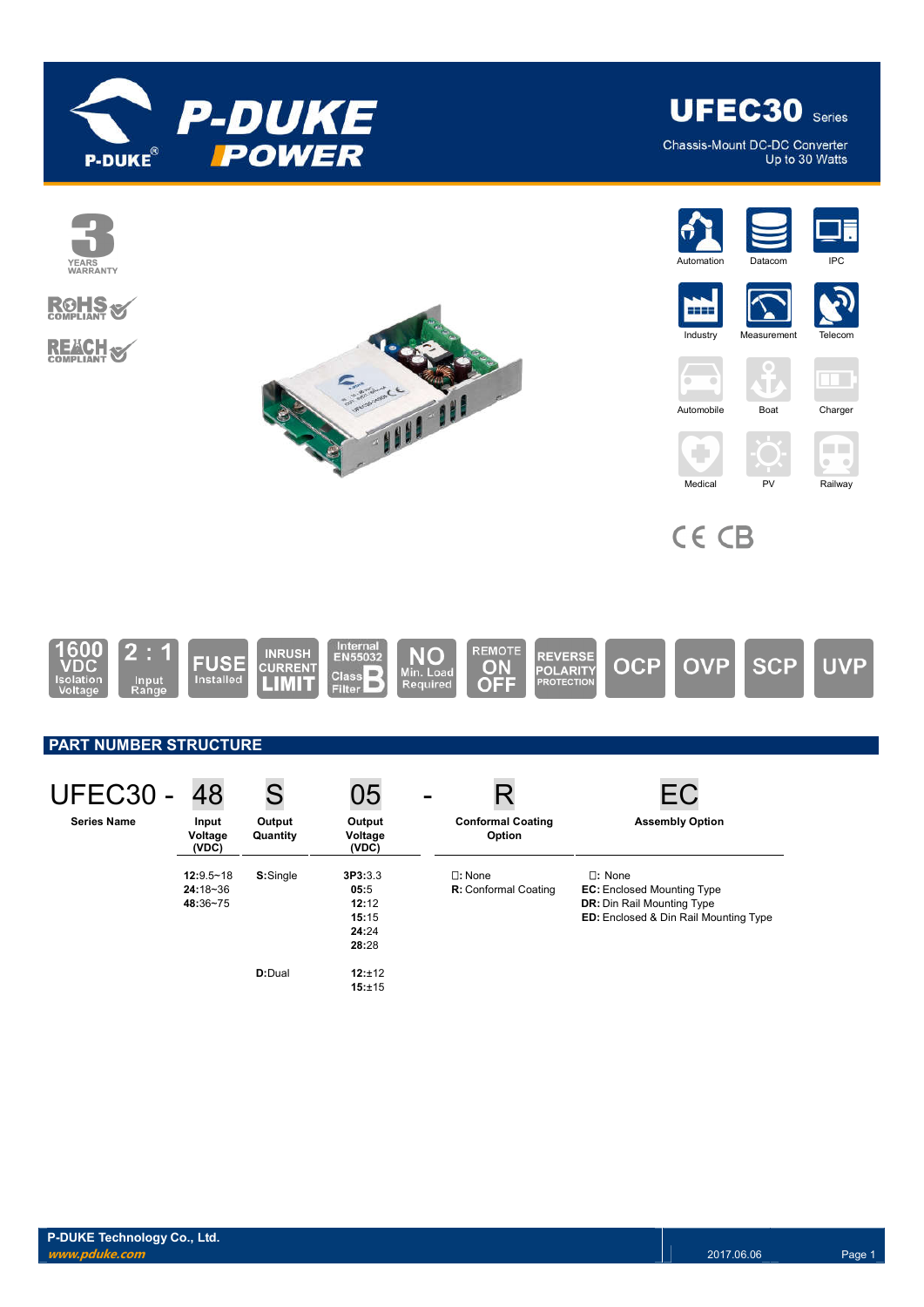# UFEC30 Series

Chassis-Mount DC-DC Converter
Up to 30 Watts

3 YEARS WARRANTY

ROHS COMPLIANT

REACH COMPLIANT

Automation | Datacom | IPC | Industry | Measurement | Telecom | Automobile | Boat | Charger | Medical | PV | Railway

CE CB

1600 VDC Isolation Voltage | 2 : 1 Input Range | FUSE Installed | INRUSH CURRENT LIMIT | Internal EN55032 Class B Filter | NO Min. Load Required | REMOTE ON OFF | REVERSE POLARITY PROTECTION | OCP | OVP | SCP | UVP

## PART NUMBER STRUCTURE

| UFEC30 - | 48 | S | 05 | - | R | EC |
|---|---|---|---|---|---|---|
| Series Name | Input Voltage (VDC) | Output Quantity | Output Voltage (VDC) | | Conformal Coating Option | Assembly Option |
| | **12:**9.5~18<br>**24:**18~36<br>**48:**36~75 | **S:**Single | **3P3:**3.3<br>**05:**5<br>**12:**12<br>**15:**15<br>**24:**24<br>**28:**28 | | □: None<br>**R:** Conformal Coating | □: None<br>**EC:** Enclosed Mounting Type<br>**DR:** Din Rail Mounting Type<br>**ED:** Enclosed & Din Rail Mounting Type |
| | | **D:**Dual | **12:**±12<br>**15:**±15 | | | |

**P-DUKE Technology Co., Ltd.**
*www.pduke.com*

2017.06.06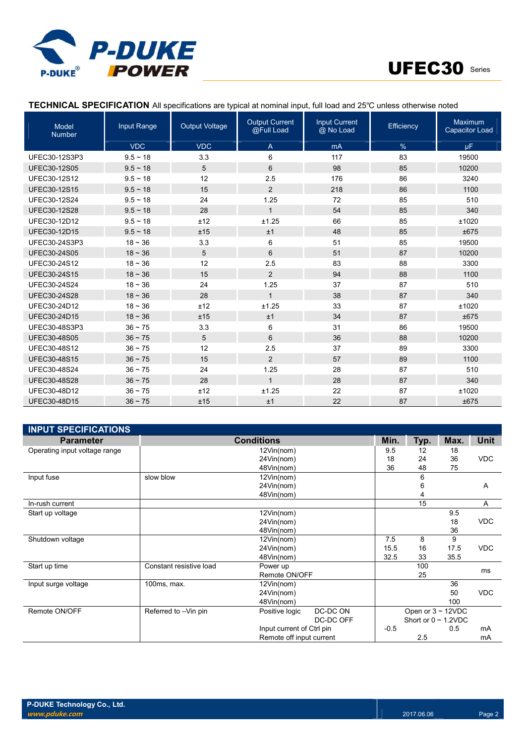**TECHNICAL SPECIFICATION** All specifications are typical at nominal input, full load and 25℃ unless otherwise noted

| Model Number | Input Range | Output Voltage | Output Current @Full Load | Input Current @ No Load | Efficiency | Maximum Capacitor Load |
|---|---|---|---|---|---|---|
| | VDC | VDC | A | mA | % | μF |
| UFEC30-12S3P3 | 9.5 ~ 18 | 3.3 | 6 | 117 | 83 | 19500 |
| UFEC30-12S05 | 9.5 ~ 18 | 5 | 6 | 98 | 85 | 10200 |
| UFEC30-12S12 | 9.5 ~ 18 | 12 | 2.5 | 176 | 86 | 3240 |
| UFEC30-12S15 | 9.5 ~ 18 | 15 | 2 | 218 | 86 | 1100 |
| UFEC30-12S24 | 9.5 ~ 18 | 24 | 1.25 | 72 | 85 | 510 |
| UFEC30-12S28 | 9.5 ~ 18 | 28 | 1 | 54 | 85 | 340 |
| UFEC30-12D12 | 9.5 ~ 18 | ±12 | ±1.25 | 66 | 85 | ±1020 |
| UFEC30-12D15 | 9.5 ~ 18 | ±15 | ±1 | 48 | 85 | ±675 |
| UFEC30-24S3P3 | 18 ~ 36 | 3.3 | 6 | 51 | 85 | 19500 |
| UFEC30-24S05 | 18 ~ 36 | 5 | 6 | 51 | 87 | 10200 |
| UFEC30-24S12 | 18 ~ 36 | 12 | 2.5 | 83 | 88 | 3300 |
| UFEC30-24S15 | 18 ~ 36 | 15 | 2 | 94 | 88 | 1100 |
| UFEC30-24S24 | 18 ~ 36 | 24 | 1.25 | 37 | 87 | 510 |
| UFEC30-24S28 | 18 ~ 36 | 28 | 1 | 38 | 87 | 340 |
| UFEC30-24D12 | 18 ~ 36 | ±12 | ±1.25 | 33 | 87 | ±1020 |
| UFEC30-24D15 | 18 ~ 36 | ±15 | ±1 | 34 | 87 | ±675 |
| UFEC30-48S3P3 | 36 ~ 75 | 3.3 | 6 | 31 | 86 | 19500 |
| UFEC30-48S05 | 36 ~ 75 | 5 | 6 | 36 | 88 | 10200 |
| UFEC30-48S12 | 36 ~ 75 | 12 | 2.5 | 37 | 89 | 3300 |
| UFEC30-48S15 | 36 ~ 75 | 15 | 2 | 57 | 89 | 1100 |
| UFEC30-48S24 | 36 ~ 75 | 24 | 1.25 | 28 | 87 | 510 |
| UFEC30-48S28 | 36 ~ 75 | 28 | 1 | 28 | 87 | 340 |
| UFEC30-48D12 | 36 ~ 75 | ±12 | ±1.25 | 22 | 87 | ±1020 |
| UFEC30-48D15 | 36 ~ 75 | ±15 | ±1 | 22 | 87 | ±675 |

## INPUT SPECIFICATIONS

| Parameter | Conditions | | Min. | Typ. | Max. | Unit |
|---|---|---|---|---|---|---|
| Operating input voltage range | | 12Vin(nom) | 9.5 | 12 | 18 | VDC |
| | | 24Vin(nom) | 18 | 24 | 36 | |
| | | 48Vin(nom) | 36 | 48 | 75 | |
| Input fuse | slow blow | 12Vin(nom) | | 6 | | A |
| | | 24Vin(nom) | | 6 | | |
| | | 48Vin(nom) | | 4 | | |
| In-rush current | | | | 15 | | A |
| Start up voltage | | 12Vin(nom) | | | 9.5 | VDC |
| | | 24Vin(nom) | | | 18 | |
| | | 48Vin(nom) | | | 36 | |
| Shutdown voltage | | 12Vin(nom) | 7.5 | 8 | 9 | VDC |
| | | 24Vin(nom) | 15.5 | 16 | 17.5 | |
| | | 48Vin(nom) | 32.5 | 33 | 35.5 | |
| Start up time | Constant resistive load | Power up | | 100 | | ms |
| | | Remote ON/OFF | | 25 | | |
| Input surge voltage | 100ms, max. | 12Vin(nom) | | | 36 | VDC |
| | | 24Vin(nom) | | | 50 | |
| | | 48Vin(nom) | | | 100 | |
| Remote ON/OFF | Referred to –Vin pin | Positive logic DC-DC ON | Open or 3 ~ 12VDC | | | |
| | | DC-DC OFF | Short or 0 ~ 1.2VDC | | | |
| | | Input current of Ctrl pin | -0.5 | | 0.5 | mA |
| | | Remote off input current | | 2.5 | | mA |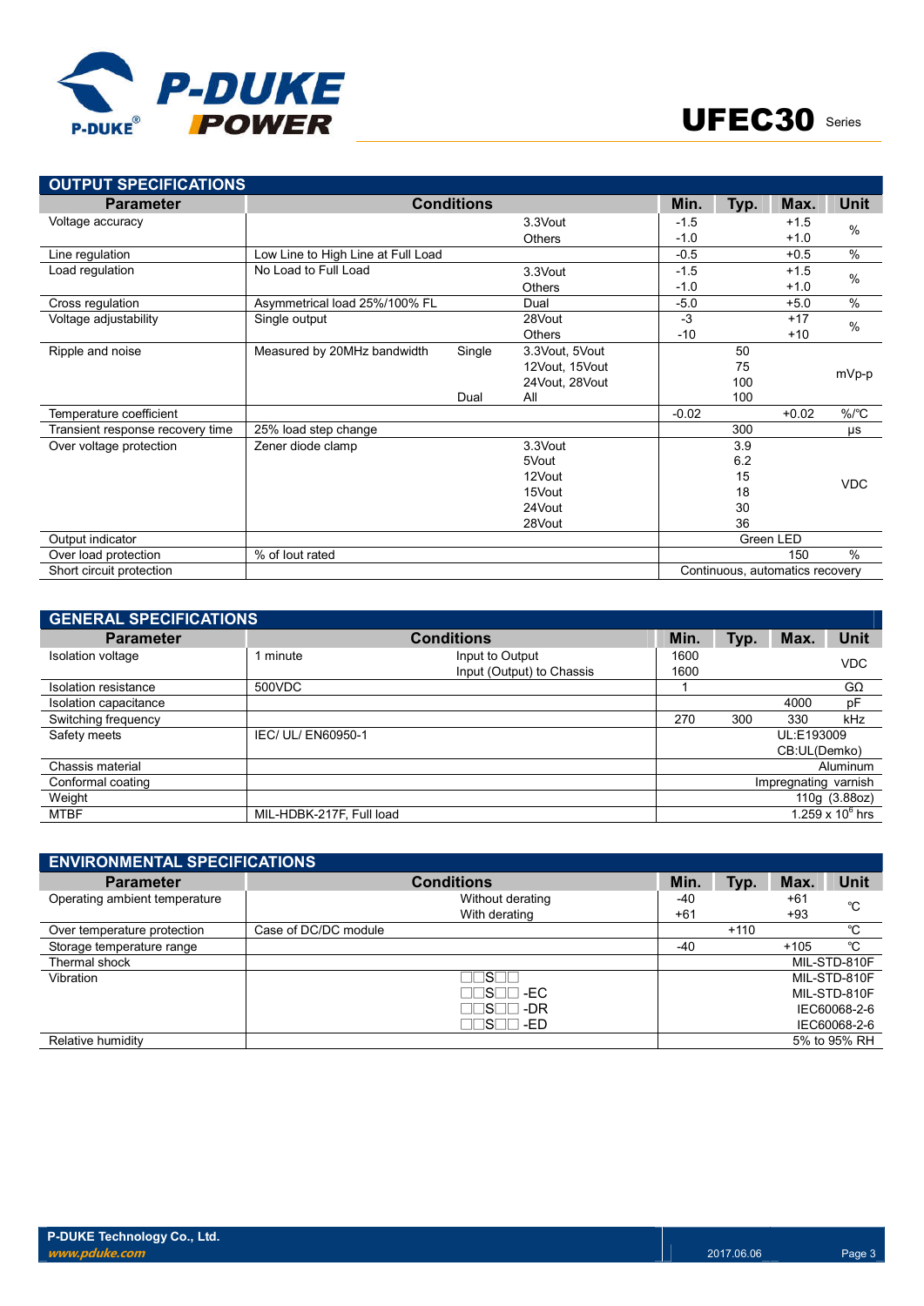## OUTPUT SPECIFICATIONS

| Parameter | Conditions | | | Min. | Typ. | Max. | Unit |
|---|---|---|---|---|---|---|---|
| Voltage accuracy | | | 3.3Vout | -1.5 | | +1.5 | % |
| | | | Others | -1.0 | | +1.0 | |
| Line regulation | Low Line to High Line at Full Load | | | -0.5 | | +0.5 | % |
| Load regulation | No Load to Full Load | | 3.3Vout | -1.5 | | +1.5 | % |
| | | | Others | -1.0 | | +1.0 | |
| Cross regulation | Asymmetrical load 25%/100% FL | | Dual | -5.0 | | +5.0 | % |
| Voltage adjustability | Single output | | 28Vout | -3 | | +17 | % |
| | | | Others | -10 | | +10 | |
| Ripple and noise | Measured by 20MHz bandwidth | Single | 3.3Vout, 5Vout | | 50 | | mVp-p |
| | | | 12Vout, 15Vout | | 75 | | |
| | | | 24Vout, 28Vout | | 100 | | |
| | | Dual | All | | 100 | | |
| Temperature coefficient | | | | -0.02 | | +0.02 | %/℃ |
| Transient response recovery time | 25% load step change | | | | 300 | | μs |
| Over voltage protection | Zener diode clamp | | 3.3Vout | | 3.9 | | VDC |
| | | | 5Vout | | 6.2 | | |
| | | | 12Vout | | 15 | | |
| | | | 15Vout | | 18 | | |
| | | | 24Vout | | 30 | | |
| | | | 28Vout | | 36 | | |
| Output indicator | | | | Green LED | | | |
| Over load protection | % of Iout rated | | | | | 150 | % |
| Short circuit protection | | | | Continuous, automatics recovery | | | |

## GENERAL SPECIFICATIONS

| Parameter | Conditions | | Min. | Typ. | Max. | Unit |
|---|---|---|---|---|---|---|
| Isolation voltage | 1 minute | Input to Output | 1600 | | | VDC |
| | | Input (Output) to Chassis | 1600 | | | |
| Isolation resistance | 500VDC | | 1 | | | GΩ |
| Isolation capacitance | | | | | 4000 | pF |
| Switching frequency | | | 270 | 300 | 330 | kHz |
| Safety meets | IEC/ UL/ EN60950-1 | | UL:E193009 CB:UL(Demko) | | | |
| Chassis material | | | Aluminum | | | |
| Conformal coating | | | Impregnating varnish | | | |
| Weight | | | 110g (3.88oz) | | | |
| MTBF | MIL-HDBK-217F, Full load | | $1.259 \times 10^6$ hrs | | | |

## ENVIRONMENTAL SPECIFICATIONS

| Parameter | Conditions | Min. | Typ. | Max. | Unit |
|---|---|---|---|---|---|
| Operating ambient temperature | Without derating | -40 | | +61 | ℃ |
| | With derating | +61 | | +93 | |
| Over temperature protection | Case of DC/DC module | | +110 | | ℃ |
| Storage temperature range | | -40 | | +105 | ℃ |
| Thermal shock | | MIL-STD-810F | | | |
| Vibration | □□S□□ | MIL-STD-810F | | | |
| | □□S□□ -EC | MIL-STD-810F | | | |
| | □□S□□ -DR | IEC60068-2-6 | | | |
| | □□S□□ -ED | IEC60068-2-6 | | | |
| Relative humidity | | 5% to 95% RH | | | |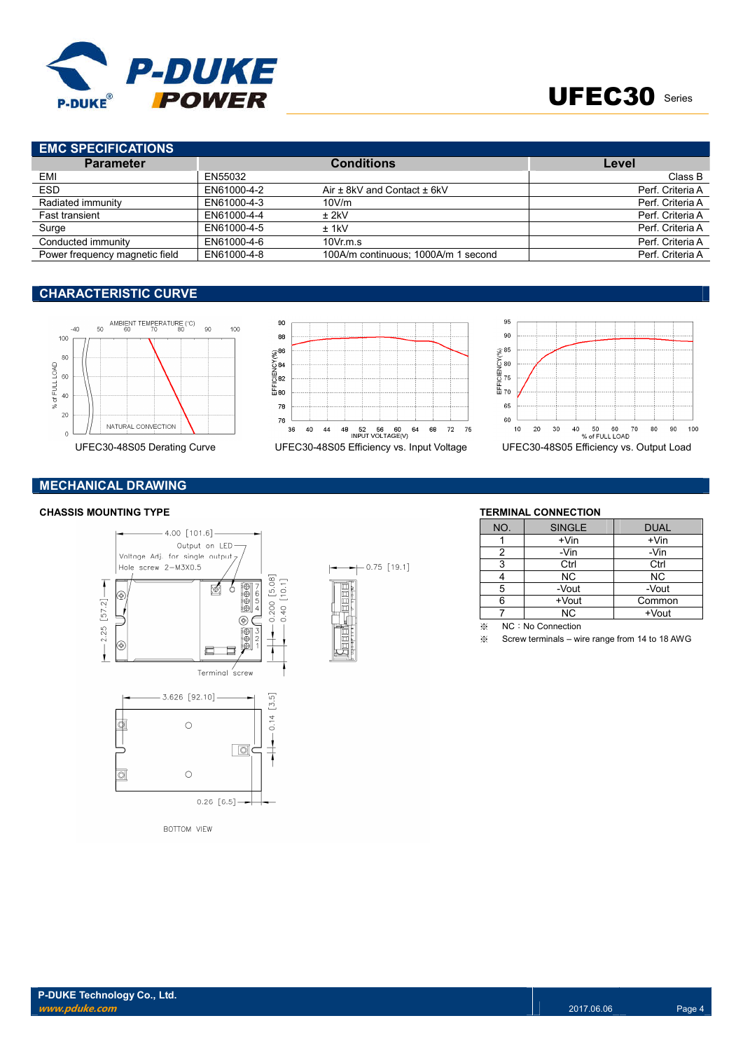## EMC SPECIFICATIONS

| Parameter | Conditions | | Level |
|---|---|---|---|
| EMI | EN55032 | | Class B |
| ESD | EN61000-4-2 | Air ± 8kV and Contact ± 6kV | Perf. Criteria A |
| Radiated immunity | EN61000-4-3 | 10V/m | Perf. Criteria A |
| Fast transient | EN61000-4-4 | ± 2kV | Perf. Criteria A |
| Surge | EN61000-4-5 | ± 1kV | Perf. Criteria A |
| Conducted immunity | EN61000-4-6 | 10Vr.m.s | Perf. Criteria A |
| Power frequency magnetic field | EN61000-4-8 | 100A/m continuous; 1000A/m 1 second | Perf. Criteria A |

## CHARACTERISTIC CURVE

UFEC30-48S05 Derating Curve

UFEC30-48S05 Efficiency vs. Input Voltage

UFEC30-48S05 Efficiency vs. Output Load

## MECHANICAL DRAWING

### CHASSIS MOUNTING TYPE

4.00 [101.6]
Output on LED
Voltage Adj. for single output
Hole screw 2-M3X0.5
2.25 [57.2]
0.200 [5.08]
0.40 [10.1]
Terminal screw
0.75 [19.1]
3.626 [92.10]
0.14 [3.5]
0.26 [6.5]
BOTTOM VIEW

### TERMINAL CONNECTION

| NO. | SINGLE | DUAL |
|---|---|---|
| 1 | +Vin | +Vin |
| 2 | -Vin | -Vin |
| 3 | Ctrl | Ctrl |
| 4 | NC | NC |
| 5 | -Vout | -Vout |
| 6 | +Vout | Common |
| 7 | NC | +Vout |

※ NC：No Connection

※ Screw terminals – wire range from 14 to 18 AWG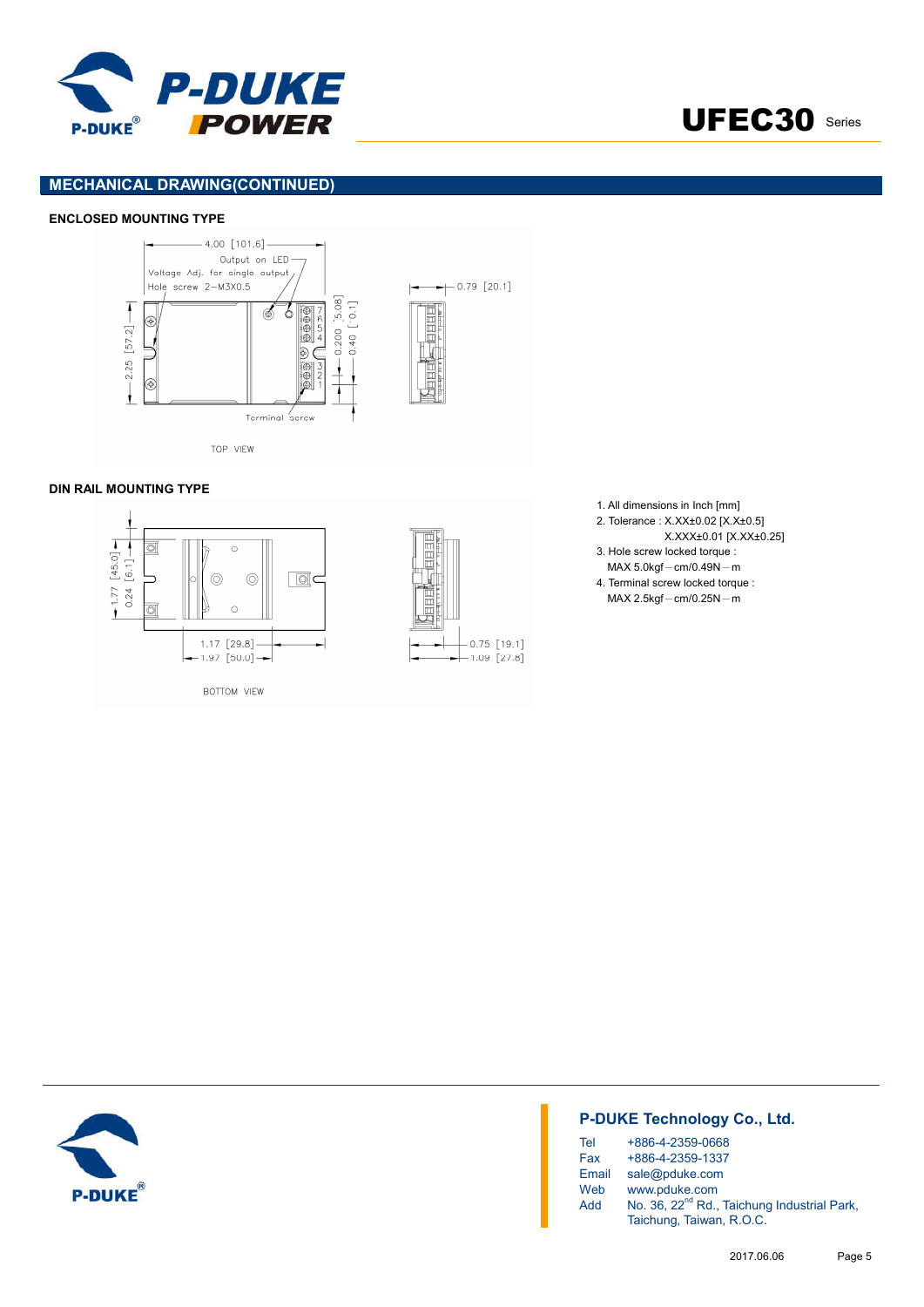## MECHANICAL DRAWING(CONTINUED)

### ENCLOSED MOUNTING TYPE

4.00 [101.6]

Output on LED

Voltage Adj. for single output

Hole screw 2-M3X0.5

2.25 [57.2]

0.200 [5.08]

0.40 [10.1]

0.79 [20.1]

Terminal screw

TOP VIEW

### DIN RAIL MOUNTING TYPE

1.77 [45.0]

0.24 [6.1]

1.17 [29.8]

1.97 [50.0]

0.75 [19.1]

1.09 [27.8]

BOTTOM VIEW

1. All dimensions in Inch [mm]
2. Tolerance : X.XX±0.02 [X.X±0.5]
   X.XXX±0.01 [X.XX±0.25]
3. Hole screw locked torque :
   MAX 5.0kgf－cm/0.49N－m
4. Terminal screw locked torque :
   MAX 2.5kgf－cm/0.25N－m

**P-DUKE Technology Co., Ltd.**

Tel +886-4-2359-0668

Fax +886-4-2359-1337

Email sale@pduke.com

Web www.pduke.com

Add No. 36, 22nd Rd., Taichung Industrial Park, Taichung, Taiwan, R.O.C.

2017.06.06